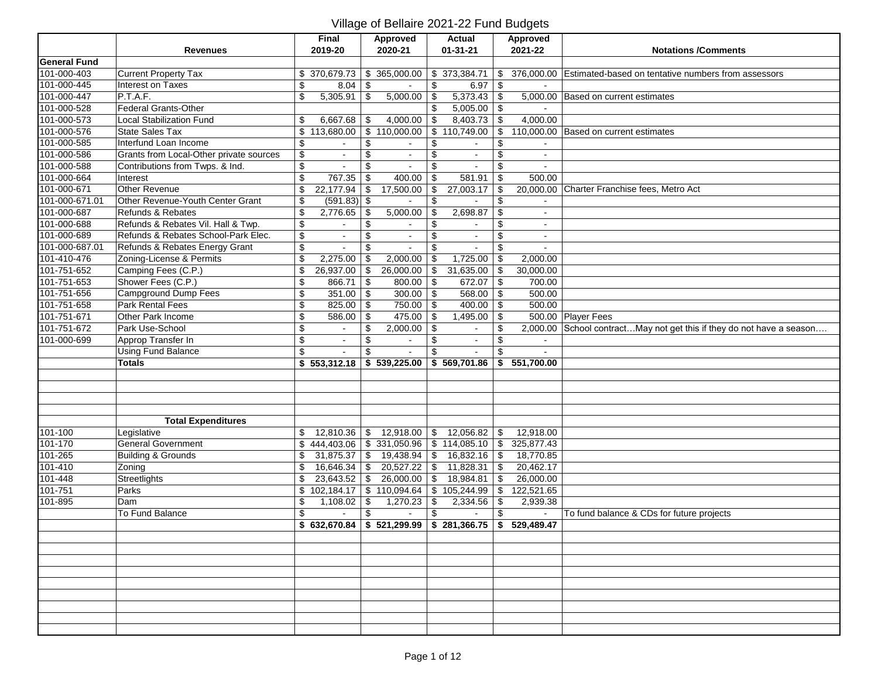# Village of Bellaire 2021-22 Fund Budgets

| | Revenues | Final 2019-20 | Approved 2020-21 | Actual 01-31-21 | Approved 2021-22 | Notations /Comments |
|---|---|---|---|---|---|---|
| General Fund | | | | | | |
| 101-000-403 | Current Property Tax | $ 370,679.73 | $ 365,000.00 | $ 373,384.71 | $ 376,000.00 | Estimated-based on tentative numbers from assessors |
| 101-000-445 | Interest on Taxes | $ 8.04 | $ - | $ 6.97 | $ - | |
| 101-000-447 | P.T.A.F. | $ 5,305.91 | $ 5,000.00 | $ 5,373.43 | $ 5,000.00 | Based on current estimates |
| 101-000-528 | Federal Grants-Other | | | $ 5,005.00 | $ - | |
| 101-000-573 | Local Stabilization Fund | $ 6,667.68 | $ 4,000.00 | $ 8,403.73 | $ 4,000.00 | |
| 101-000-576 | State Sales Tax | $ 113,680.00 | $ 110,000.00 | $ 110,749.00 | $ 110,000.00 | Based on current estimates |
| 101-000-585 | Interfund Loan Income | $ - | $ - | $ - | $ - | |
| 101-000-586 | Grants from Local-Other private sources | $ - | $ - | $ - | $ - | |
| 101-000-588 | Contributions from Twps. & Ind. | $ - | $ - | $ - | $ - | |
| 101-000-664 | Interest | $ 767.35 | $ 400.00 | $ 581.91 | $ 500.00 | |
| 101-000-671 | Other Revenue | $ 22,177.94 | $ 17,500.00 | $ 27,003.17 | $ 20,000.00 | Charter Franchise fees, Metro Act |
| 101-000-671.01 | Other Revenue-Youth Center Grant | $ (591.83) | $ - | $ - | $ - | |
| 101-000-687 | Refunds & Rebates | $ 2,776.65 | $ 5,000.00 | $ 2,698.87 | $ - | |
| 101-000-688 | Refunds & Rebates Vil. Hall & Twp. | $ - | $ - | $ - | $ - | |
| 101-000-689 | Refunds & Rebates School-Park Elec. | $ - | $ - | $ - | $ - | |
| 101-000-687.01 | Refunds & Rebates Energy Grant | $ - | $ - | $ - | $ - | |
| 101-410-476 | Zoning-License & Permits | $ 2,275.00 | $ 2,000.00 | $ 1,725.00 | $ 2,000.00 | |
| 101-751-652 | Camping Fees (C.P.) | $ 26,937.00 | $ 26,000.00 | $ 31,635.00 | $ 30,000.00 | |
| 101-751-653 | Shower Fees (C.P.) | $ 866.71 | $ 800.00 | $ 672.07 | $ 700.00 | |
| 101-751-656 | Campground Dump Fees | $ 351.00 | $ 300.00 | $ 568.00 | $ 500.00 | |
| 101-751-658 | Park Rental Fees | $ 825.00 | $ 750.00 | $ 400.00 | $ 500.00 | |
| 101-751-671 | Other Park Income | $ 586.00 | $ 475.00 | $ 1,495.00 | $ 500.00 | Player Fees |
| 101-751-672 | Park Use-School | $ - | $ 2,000.00 | $ - | $ 2,000.00 | School contract…May not get this if they do not have a season…. |
| 101-000-699 | Approp Transfer In | $ - | $ - | $ - | $ - | |
| | Using Fund Balance | $ - | $ - | $ - | $ - | |
| | **Totals** | **$ 553,312.18** | **$ 539,225.00** | **$ 569,701.86** | **$ 551,700.00** | |
| | | | | | | |
| | **Total Expenditures** | | | | | |
| 101-100 | Legislative | $ 12,810.36 | $ 12,918.00 | $ 12,056.82 | $ 12,918.00 | |
| 101-170 | General Government | $ 444,403.06 | $ 331,050.96 | $ 114,085.10 | $ 325,877.43 | |
| 101-265 | Building & Grounds | $ 31,875.37 | $ 19,438.94 | $ 16,832.16 | $ 18,770.85 | |
| 101-410 | Zoning | $ 16,646.34 | $ 20,527.22 | $ 11,828.31 | $ 20,462.17 | |
| 101-448 | Streetlights | $ 23,643.52 | $ 26,000.00 | $ 18,984.81 | $ 26,000.00 | |
| 101-751 | Parks | $ 102,184.17 | $ 110,094.64 | $ 105,244.99 | $ 122,521.65 | |
| 101-895 | Dam | $ 1,108.02 | $ 1,270.23 | $ 2,334.56 | $ 2,939.38 | |
| | To Fund Balance | $ - | $ - | $ - | $ - | To fund balance & CDs for future projects |
| | | **$ 632,670.84** | **$ 521,299.99** | **$ 281,366.75** | **$ 529,489.47** | |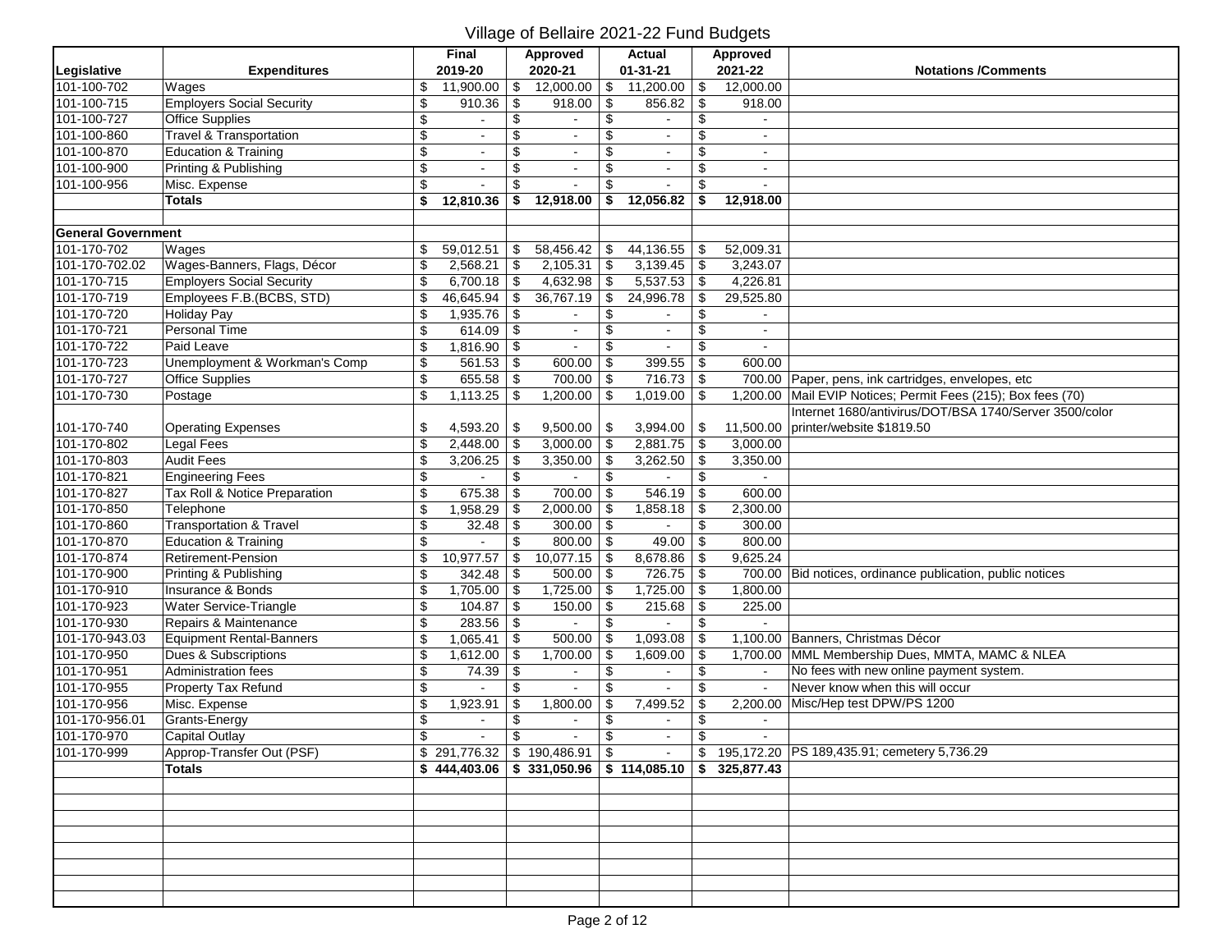# Village of Bellaire 2021-22 Fund Budgets

| Legislative | Expenditures | Final 2019-20 | Approved 2020-21 | Actual 01-31-21 | Approved 2021-22 | Notations /Comments |
|---|---|---|---|---|---|---|
| 101-100-702 | Wages | $ 11,900.00 | $ 12,000.00 | $ 11,200.00 | $ 12,000.00 | |
| 101-100-715 | Employers Social Security | $ 910.36 | $ 918.00 | $ 856.82 | $ 918.00 | |
| 101-100-727 | Office Supplies | $ - | $ - | $ - | $ - | |
| 101-100-860 | Travel & Transportation | $ - | $ - | $ - | $ - | |
| 101-100-870 | Education & Training | $ - | $ - | $ - | $ - | |
| 101-100-900 | Printing & Publishing | $ - | $ - | $ - | $ - | |
| 101-100-956 | Misc. Expense | $ - | $ - | $ - | $ - | |
| | **Totals** | **$ 12,810.36** | **$ 12,918.00** | **$ 12,056.82** | **$ 12,918.00** | |
| | | | | | | |
| **General Government** | | | | | | |
| 101-170-702 | Wages | $ 59,012.51 | $ 58,456.42 | $ 44,136.55 | $ 52,009.31 | |
| 101-170-702.02 | Wages-Banners, Flags, Décor | $ 2,568.21 | $ 2,105.31 | $ 3,139.45 | $ 3,243.07 | |
| 101-170-715 | Employers Social Security | $ 6,700.18 | $ 4,632.98 | $ 5,537.53 | $ 4,226.81 | |
| 101-170-719 | Employees F.B.(BCBS, STD) | $ 46,645.94 | $ 36,767.19 | $ 24,996.78 | $ 29,525.80 | |
| 101-170-720 | Holiday Pay | $ 1,935.76 | $ - | $ - | $ - | |
| 101-170-721 | Personal Time | $ 614.09 | $ - | $ - | $ - | |
| 101-170-722 | Paid Leave | $ 1,816.90 | $ - | $ - | $ - | |
| 101-170-723 | Unemployment & Workman's Comp | $ 561.53 | $ 600.00 | $ 399.55 | $ 600.00 | |
| 101-170-727 | Office Supplies | $ 655.58 | $ 700.00 | $ 716.73 | $ 700.00 | Paper, pens, ink cartridges, envelopes, etc |
| 101-170-730 | Postage | $ 1,113.25 | $ 1,200.00 | $ 1,019.00 | $ 1,200.00 | Mail EVIP Notices; Permit Fees (215); Box fees (70) |
| 101-170-740 | Operating Expenses | $ 4,593.20 | $ 9,500.00 | $ 3,994.00 | $ 11,500.00 | Internet 1680/antivirus/DOT/BSA 1740/Server 3500/color printer/website $1819.50 |
| 101-170-802 | Legal Fees | $ 2,448.00 | $ 3,000.00 | $ 2,881.75 | $ 3,000.00 | |
| 101-170-803 | Audit Fees | $ 3,206.25 | $ 3,350.00 | $ 3,262.50 | $ 3,350.00 | |
| 101-170-821 | Engineering Fees | $ - | $ - | $ - | $ - | |
| 101-170-827 | Tax Roll & Notice Preparation | $ 675.38 | $ 700.00 | $ 546.19 | $ 600.00 | |
| 101-170-850 | Telephone | $ 1,958.29 | $ 2,000.00 | $ 1,858.18 | $ 2,300.00 | |
| 101-170-860 | Transportation & Travel | $ 32.48 | $ 300.00 | $ - | $ 300.00 | |
| 101-170-870 | Education & Training | $ - | $ 800.00 | $ 49.00 | $ 800.00 | |
| 101-170-874 | Retirement-Pension | $ 10,977.57 | $ 10,077.15 | $ 8,678.86 | $ 9,625.24 | |
| 101-170-900 | Printing & Publishing | $ 342.48 | $ 500.00 | $ 726.75 | $ 700.00 | Bid notices, ordinance publication, public notices |
| 101-170-910 | Insurance & Bonds | $ 1,705.00 | $ 1,725.00 | $ 1,725.00 | $ 1,800.00 | |
| 101-170-923 | Water Service-Triangle | $ 104.87 | $ 150.00 | $ 215.68 | $ 225.00 | |
| 101-170-930 | Repairs & Maintenance | $ 283.56 | $ - | $ - | $ - | |
| 101-170-943.03 | Equipment Rental-Banners | $ 1,065.41 | $ 500.00 | $ 1,093.08 | $ 1,100.00 | Banners, Christmas Décor |
| 101-170-950 | Dues & Subscriptions | $ 1,612.00 | $ 1,700.00 | $ 1,609.00 | $ 1,700.00 | MML Membership Dues, MMTA, MAMC & NLEA |
| 101-170-951 | Administration fees | $ 74.39 | $ - | $ - | $ - | No fees with new online payment system. |
| 101-170-955 | Property Tax Refund | $ - | $ - | $ - | $ - | Never know when this will occur |
| 101-170-956 | Misc. Expense | $ 1,923.91 | $ 1,800.00 | $ 7,499.52 | $ 2,200.00 | Misc/Hep test DPW/PS 1200 |
| 101-170-956.01 | Grants-Energy | $ - | $ - | $ - | $ - | |
| 101-170-970 | Capital Outlay | $ - | $ - | $ - | $ - | |
| 101-170-999 | Approp-Transfer Out (PSF) | $ 291,776.32 | $ 190,486.91 | $ - | $ 195,172.20 | PS 189,435.91; cemetery 5,736.29 |
| | **Totals** | **$ 444,403.06** | **$ 331,050.96** | **$ 114,085.10** | **$ 325,877.43** | |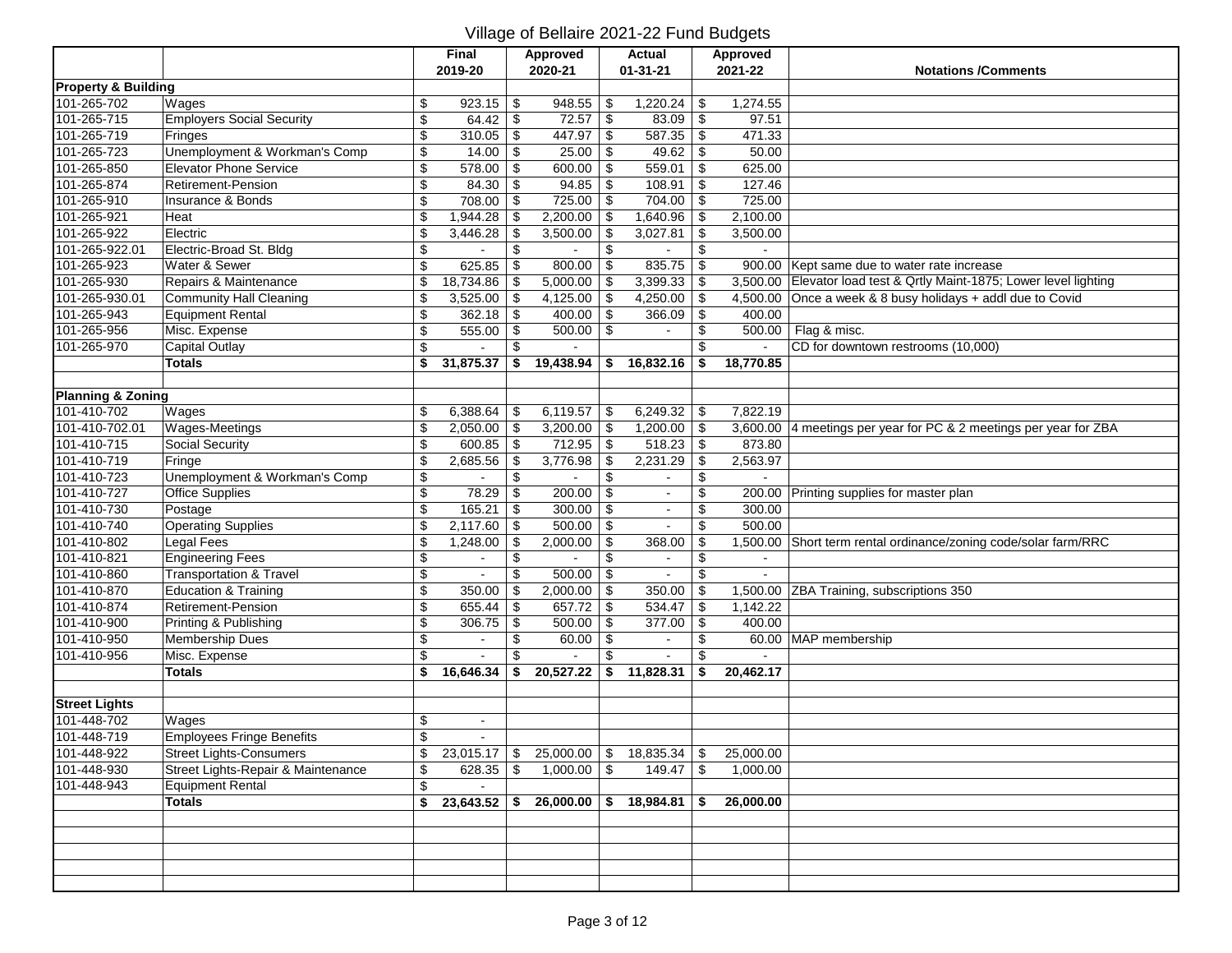# Village of Bellaire 2021-22 Fund Budgets

| | | Final 2019-20 | Approved 2020-21 | Actual 01-31-21 | Approved 2021-22 | Notations /Comments |
|---|---|---|---|---|---|---|
| **Property & Building** | | | | | | |
| 101-265-702 | Wages | $ 923.15 | $ 948.55 | $ 1,220.24 | $ 1,274.55 | |
| 101-265-715 | Employers Social Security | $ 64.42 | $ 72.57 | $ 83.09 | $ 97.51 | |
| 101-265-719 | Fringes | $ 310.05 | $ 447.97 | $ 587.35 | $ 471.33 | |
| 101-265-723 | Unemployment & Workman's Comp | $ 14.00 | $ 25.00 | $ 49.62 | $ 50.00 | |
| 101-265-850 | Elevator Phone Service | $ 578.00 | $ 600.00 | $ 559.01 | $ 625.00 | |
| 101-265-874 | Retirement-Pension | $ 84.30 | $ 94.85 | $ 108.91 | $ 127.46 | |
| 101-265-910 | Insurance & Bonds | $ 708.00 | $ 725.00 | $ 704.00 | $ 725.00 | |
| 101-265-921 | Heat | $ 1,944.28 | $ 2,200.00 | $ 1,640.96 | $ 2,100.00 | |
| 101-265-922 | Electric | $ 3,446.28 | $ 3,500.00 | $ 3,027.81 | $ 3,500.00 | |
| 101-265-922.01 | Electric-Broad St. Bldg | $ - | $ - | $ - | $ - | |
| 101-265-923 | Water & Sewer | $ 625.85 | $ 800.00 | $ 835.75 | $ 900.00 | Kept same due to water rate increase |
| 101-265-930 | Repairs & Maintenance | $ 18,734.86 | $ 5,000.00 | $ 3,399.33 | $ 3,500.00 | Elevator load test & Qrtly Maint-1875; Lower level lighting |
| 101-265-930.01 | Community Hall Cleaning | $ 3,525.00 | $ 4,125.00 | $ 4,250.00 | $ 4,500.00 | Once a week & 8 busy holidays + addl due to Covid |
| 101-265-943 | Equipment Rental | $ 362.18 | $ 400.00 | $ 366.09 | $ 400.00 | |
| 101-265-956 | Misc. Expense | $ 555.00 | $ 500.00 | $ - | $ 500.00 | Flag & misc. |
| 101-265-970 | Capital Outlay | $ - | $ - | | $ - | CD for downtown restrooms (10,000) |
| | **Totals** | **$ 31,875.37** | **$ 19,438.94** | **$ 16,832.16** | **$ 18,770.85** | |
| | | | | | | |
| **Planning & Zoning** | | | | | | |
| 101-410-702 | Wages | $ 6,388.64 | $ 6,119.57 | $ 6,249.32 | $ 7,822.19 | |
| 101-410-702.01 | Wages-Meetings | $ 2,050.00 | $ 3,200.00 | $ 1,200.00 | $ 3,600.00 | 4 meetings per year for PC & 2 meetings per year for ZBA |
| 101-410-715 | Social Security | $ 600.85 | $ 712.95 | $ 518.23 | $ 873.80 | |
| 101-410-719 | Fringe | $ 2,685.56 | $ 3,776.98 | $ 2,231.29 | $ 2,563.97 | |
| 101-410-723 | Unemployment & Workman's Comp | $ - | $ - | $ - | $ - | |
| 101-410-727 | Office Supplies | $ 78.29 | $ 200.00 | $ - | $ 200.00 | Printing supplies for master plan |
| 101-410-730 | Postage | $ 165.21 | $ 300.00 | $ - | $ 300.00 | |
| 101-410-740 | Operating Supplies | $ 2,117.60 | $ 500.00 | $ - | $ 500.00 | |
| 101-410-802 | Legal Fees | $ 1,248.00 | $ 2,000.00 | $ 368.00 | $ 1,500.00 | Short term rental ordinance/zoning code/solar farm/RRC |
| 101-410-821 | Engineering Fees | $ - | $ - | $ - | $ - | |
| 101-410-860 | Transportation & Travel | $ - | $ 500.00 | $ - | $ - | |
| 101-410-870 | Education & Training | $ 350.00 | $ 2,000.00 | $ 350.00 | $ 1,500.00 | ZBA Training, subscriptions 350 |
| 101-410-874 | Retirement-Pension | $ 655.44 | $ 657.72 | $ 534.47 | $ 1,142.22 | |
| 101-410-900 | Printing & Publishing | $ 306.75 | $ 500.00 | $ 377.00 | $ 400.00 | |
| 101-410-950 | Membership Dues | $ - | $ 60.00 | $ - | $ 60.00 | MAP membership |
| 101-410-956 | Misc. Expense | $ - | $ - | $ - | $ - | |
| | **Totals** | **$ 16,646.34** | **$ 20,527.22** | **$ 11,828.31** | **$ 20,462.17** | |
| | | | | | | |
| **Street Lights** | | | | | | |
| 101-448-702 | Wages | $ - | | | | |
| 101-448-719 | Employees Fringe Benefits | $ - | | | | |
| 101-448-922 | Street Lights-Consumers | $ 23,015.17 | $ 25,000.00 | $ 18,835.34 | $ 25,000.00 | |
| 101-448-930 | Street Lights-Repair & Maintenance | $ 628.35 | $ 1,000.00 | $ 149.47 | $ 1,000.00 | |
| 101-448-943 | Equipment Rental | $ - | | | | |
| | **Totals** | **$ 23,643.52** | **$ 26,000.00** | **$ 18,984.81** | **$ 26,000.00** | |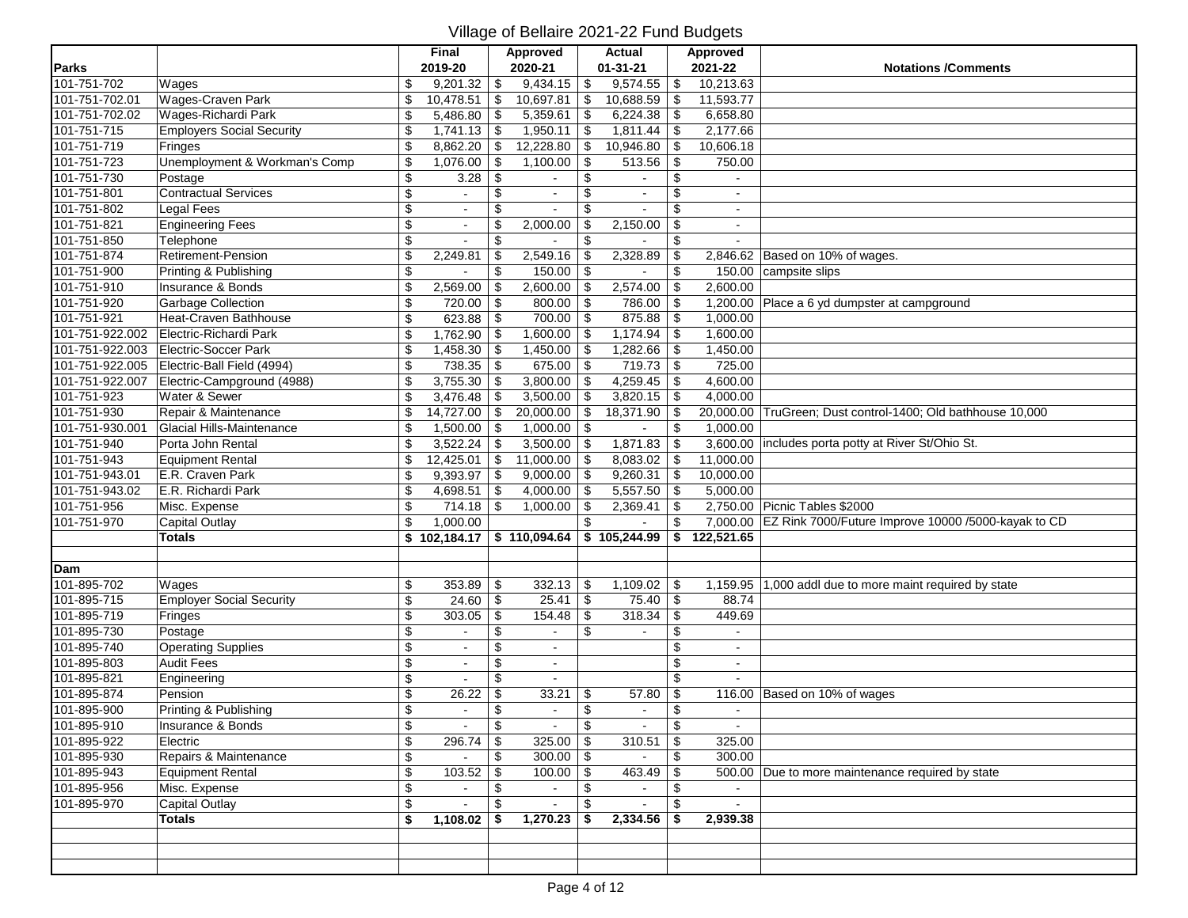# Village of Bellaire 2021-22 Fund Budgets

| Parks | | Final 2019-20 | Approved 2020-21 | Actual 01-31-21 | Approved 2021-22 | Notations /Comments |
|---|---|---|---|---|---|---|
| 101-751-702 | Wages | $ 9,201.32 | $ 9,434.15 | $ 9,574.55 | $ 10,213.63 | |
| 101-751-702.01 | Wages-Craven Park | $ 10,478.51 | $ 10,697.81 | $ 10,688.59 | $ 11,593.77 | |
| 101-751-702.02 | Wages-Richardi Park | $ 5,486.80 | $ 5,359.61 | $ 6,224.38 | $ 6,658.80 | |
| 101-751-715 | Employers Social Security | $ 1,741.13 | $ 1,950.11 | $ 1,811.44 | $ 2,177.66 | |
| 101-751-719 | Fringes | $ 8,862.20 | $ 12,228.80 | $ 10,946.80 | $ 10,606.18 | |
| 101-751-723 | Unemployment & Workman's Comp | $ 1,076.00 | $ 1,100.00 | $ 513.56 | $ 750.00 | |
| 101-751-730 | Postage | $ 3.28 | $ - | $ - | $ - | |
| 101-751-801 | Contractual Services | $ - | $ - | $ - | $ - | |
| 101-751-802 | Legal Fees | $ - | $ - | $ - | $ - | |
| 101-751-821 | Engineering Fees | $ - | $ 2,000.00 | $ 2,150.00 | $ - | |
| 101-751-850 | Telephone | $ - | $ - | $ - | $ - | |
| 101-751-874 | Retirement-Pension | $ 2,249.81 | $ 2,549.16 | $ 2,328.89 | $ 2,846.62 | Based on 10% of wages. |
| 101-751-900 | Printing & Publishing | $ - | $ 150.00 | $ - | $ 150.00 | campsite slips |
| 101-751-910 | Insurance & Bonds | $ 2,569.00 | $ 2,600.00 | $ 2,574.00 | $ 2,600.00 | |
| 101-751-920 | Garbage Collection | $ 720.00 | $ 800.00 | $ 786.00 | $ 1,200.00 | Place a 6 yd dumpster at campground |
| 101-751-921 | Heat-Craven Bathhouse | $ 623.88 | $ 700.00 | $ 875.88 | $ 1,000.00 | |
| 101-751-922.002 | Electric-Richardi Park | $ 1,762.90 | $ 1,600.00 | $ 1,174.94 | $ 1,600.00 | |
| 101-751-922.003 | Electric-Soccer Park | $ 1,458.30 | $ 1,450.00 | $ 1,282.66 | $ 1,450.00 | |
| 101-751-922.005 | Electric-Ball Field (4994) | $ 738.35 | $ 675.00 | $ 719.73 | $ 725.00 | |
| 101-751-922.007 | Electric-Campground (4988) | $ 3,755.30 | $ 3,800.00 | $ 4,259.45 | $ 4,600.00 | |
| 101-751-923 | Water & Sewer | $ 3,476.48 | $ 3,500.00 | $ 3,820.15 | $ 4,000.00 | |
| 101-751-930 | Repair & Maintenance | $ 14,727.00 | $ 20,000.00 | $ 18,371.90 | $ 20,000.00 | TruGreen; Dust control-1400; Old bathhouse 10,000 |
| 101-751-930.001 | Glacial Hills-Maintenance | $ 1,500.00 | $ 1,000.00 | $ - | $ 1,000.00 | |
| 101-751-940 | Porta John Rental | $ 3,522.24 | $ 3,500.00 | $ 1,871.83 | $ 3,600.00 | includes porta potty at River St/Ohio St. |
| 101-751-943 | Equipment Rental | $ 12,425.01 | $ 11,000.00 | $ 8,083.02 | $ 11,000.00 | |
| 101-751-943.01 | E.R. Craven Park | $ 9,393.97 | $ 9,000.00 | $ 9,260.31 | $ 10,000.00 | |
| 101-751-943.02 | E.R. Richardi Park | $ 4,698.51 | $ 4,000.00 | $ 5,557.50 | $ 5,000.00 | |
| 101-751-956 | Misc. Expense | $ 714.18 | $ 1,000.00 | $ 2,369.41 | $ 2,750.00 | Picnic Tables $2000 |
| 101-751-970 | Capital Outlay | $ 1,000.00 | | $ - | $ 7,000.00 | EZ Rink 7000/Future Improve 10000 /5000-kayak to CD |
| | **Totals** | **$ 102,184.17** | **$ 110,094.64** | **$ 105,244.99** | **$ 122,521.65** | |
| | | | | | | |
| **Dam** | | | | | | |
| 101-895-702 | Wages | $ 353.89 | $ 332.13 | $ 1,109.02 | $ 1,159.95 | 1,000 addl due to more maint required by state |
| 101-895-715 | Employer Social Security | $ 24.60 | $ 25.41 | $ 75.40 | $ 88.74 | |
| 101-895-719 | Fringes | $ 303.05 | $ 154.48 | $ 318.34 | $ 449.69 | |
| 101-895-730 | Postage | $ - | $ - | $ - | $ - | |
| 101-895-740 | Operating Supplies | $ - | $ - | | $ - | |
| 101-895-803 | Audit Fees | $ - | $ - | | $ - | |
| 101-895-821 | Engineering | $ - | $ - | | $ - | |
| 101-895-874 | Pension | $ 26.22 | $ 33.21 | $ 57.80 | $ 116.00 | Based on 10% of wages |
| 101-895-900 | Printing & Publishing | $ - | $ - | $ - | $ - | |
| 101-895-910 | Insurance & Bonds | $ - | $ - | $ - | $ - | |
| 101-895-922 | Electric | $ 296.74 | $ 325.00 | $ 310.51 | $ 325.00 | |
| 101-895-930 | Repairs & Maintenance | $ - | $ 300.00 | $ - | $ 300.00 | |
| 101-895-943 | Equipment Rental | $ 103.52 | $ 100.00 | $ 463.49 | $ 500.00 | Due to more maintenance required by state |
| 101-895-956 | Misc. Expense | $ - | $ - | $ - | $ - | |
| 101-895-970 | Capital Outlay | $ - | $ - | $ - | $ - | |
| | **Totals** | **$ 1,108.02** | **$ 1,270.23** | **$ 2,334.56** | **$ 2,939.38** | |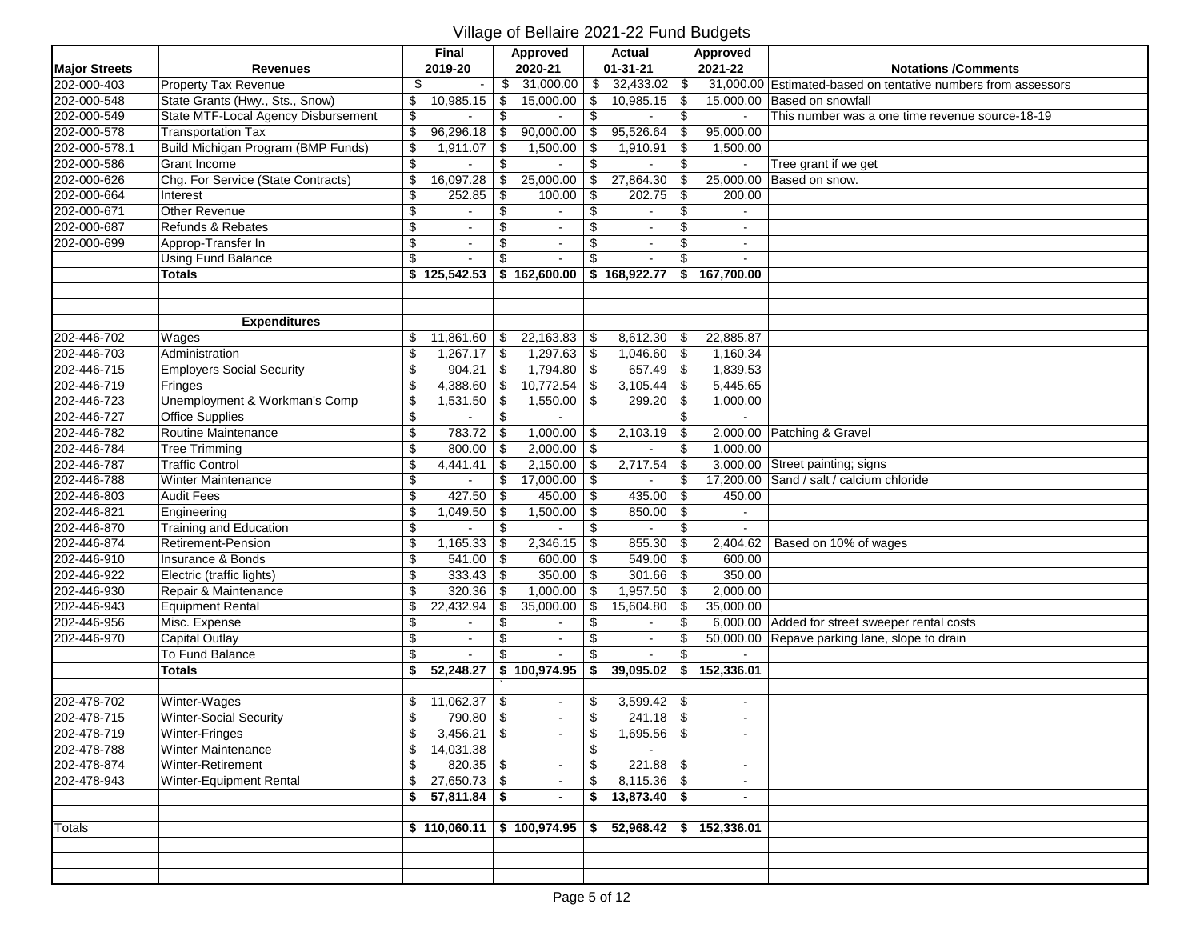# Village of Bellaire 2021-22 Fund Budgets

| Major Streets | Revenues | Final 2019-20 | Approved 2020-21 | Actual 01-31-21 | Approved 2021-22 | Notations /Comments |
|---|---|---|---|---|---|---|
| 202-000-403 | Property Tax Revenue | $ - | $ 31,000.00 | $ 32,433.02 | $ 31,000.00 | Estimated-based on tentative numbers from assessors |
| 202-000-548 | State Grants (Hwy., Sts., Snow) | $ 10,985.15 | $ 15,000.00 | $ 10,985.15 | $ 15,000.00 | Based on snowfall |
| 202-000-549 | State MTF-Local Agency Disbursement | $ - | $ - | $ - | $ - | This number was a one time revenue source-18-19 |
| 202-000-578 | Transportation Tax | $ 96,296.18 | $ 90,000.00 | $ 95,526.64 | $ 95,000.00 | |
| 202-000-578.1 | Build Michigan Program (BMP Funds) | $ 1,911.07 | $ 1,500.00 | $ 1,910.91 | $ 1,500.00 | |
| 202-000-586 | Grant Income | $ - | $ - | $ - | $ - | Tree grant if we get |
| 202-000-626 | Chg. For Service (State Contracts) | $ 16,097.28 | $ 25,000.00 | $ 27,864.30 | $ 25,000.00 | Based on snow. |
| 202-000-664 | Interest | $ 252.85 | $ 100.00 | $ 202.75 | $ 200.00 | |
| 202-000-671 | Other Revenue | $ - | $ - | $ - | $ - | |
| 202-000-687 | Refunds & Rebates | $ - | $ - | $ - | $ - | |
| 202-000-699 | Approp-Transfer In | $ - | $ - | $ - | $ - | |
| | Using Fund Balance | $ - | $ - | $ - | $ - | |
| | **Totals** | **$ 125,542.53** | **$ 162,600.00** | **$ 168,922.77** | **$ 167,700.00** | |
| | | | | | | |
| | | | | | | |
| | **Expenditures** | | | | | |
| 202-446-702 | Wages | $ 11,861.60 | $ 22,163.83 | $ 8,612.30 | $ 22,885.87 | |
| 202-446-703 | Administration | $ 1,267.17 | $ 1,297.63 | $ 1,046.60 | $ 1,160.34 | |
| 202-446-715 | Employers Social Security | $ 904.21 | $ 1,794.80 | $ 657.49 | $ 1,839.53 | |
| 202-446-719 | Fringes | $ 4,388.60 | $ 10,772.54 | $ 3,105.44 | $ 5,445.65 | |
| 202-446-723 | Unemployment & Workman's Comp | $ 1,531.50 | $ 1,550.00 | $ 299.20 | $ 1,000.00 | |
| 202-446-727 | Office Supplies | $ - | $ - | | $ - | |
| 202-446-782 | Routine Maintenance | $ 783.72 | $ 1,000.00 | $ 2,103.19 | $ 2,000.00 | Patching & Gravel |
| 202-446-784 | Tree Trimming | $ 800.00 | $ 2,000.00 | $ - | $ 1,000.00 | |
| 202-446-787 | Traffic Control | $ 4,441.41 | $ 2,150.00 | $ 2,717.54 | $ 3,000.00 | Street painting; signs |
| 202-446-788 | Winter Maintenance | $ - | $ 17,000.00 | $ - | $ 17,200.00 | Sand / salt / calcium chloride |
| 202-446-803 | Audit Fees | $ 427.50 | $ 450.00 | $ 435.00 | $ 450.00 | |
| 202-446-821 | Engineering | $ 1,049.50 | $ 1,500.00 | $ 850.00 | $ - | |
| 202-446-870 | Training and Education | $ - | $ - | $ - | $ - | |
| 202-446-874 | Retirement-Pension | $ 1,165.33 | $ 2,346.15 | $ 855.30 | $ 2,404.62 | Based on 10% of wages |
| 202-446-910 | Insurance & Bonds | $ 541.00 | $ 600.00 | $ 549.00 | $ 600.00 | |
| 202-446-922 | Electric (traffic lights) | $ 333.43 | $ 350.00 | $ 301.66 | $ 350.00 | |
| 202-446-930 | Repair & Maintenance | $ 320.36 | $ 1,000.00 | $ 1,957.50 | $ 2,000.00 | |
| 202-446-943 | Equipment Rental | $ 22,432.94 | $ 35,000.00 | $ 15,604.80 | $ 35,000.00 | |
| 202-446-956 | Misc. Expense | $ - | $ - | $ - | $ 6,000.00 | Added for street sweeper rental costs |
| 202-446-970 | Capital Outlay | $ - | $ - | $ - | $ 50,000.00 | Repave parking lane, slope to drain |
| | To Fund Balance | $ - | $ - | $ - | $ - | |
| | **Totals** | **$ 52,248.27** | **$ 100,974.95** | **$ 39,095.02** | **$ 152,336.01** | |
| | | | | | | |
| 202-478-702 | Winter-Wages | $ 11,062.37 | $ - | $ 3,599.42 | $ - | |
| 202-478-715 | Winter-Social Security | $ 790.80 | $ - | $ 241.18 | $ - | |
| 202-478-719 | Winter-Fringes | $ 3,456.21 | $ - | $ 1,695.56 | $ - | |
| 202-478-788 | Winter Maintenance | $ 14,031.38 | | $ - | | |
| 202-478-874 | Winter-Retirement | $ 820.35 | $ - | $ 221.88 | $ - | |
| 202-478-943 | Winter-Equipment Rental | $ 27,650.73 | $ - | $ 8,115.36 | $ - | |
| | | **$ 57,811.84** | **$ -** | **$ 13,873.40** | **$ -** | |
| | | | | | | |
| Totals | | **$ 110,060.11** | **$ 100,974.95** | **$ 52,968.42** | **$ 152,336.01** | |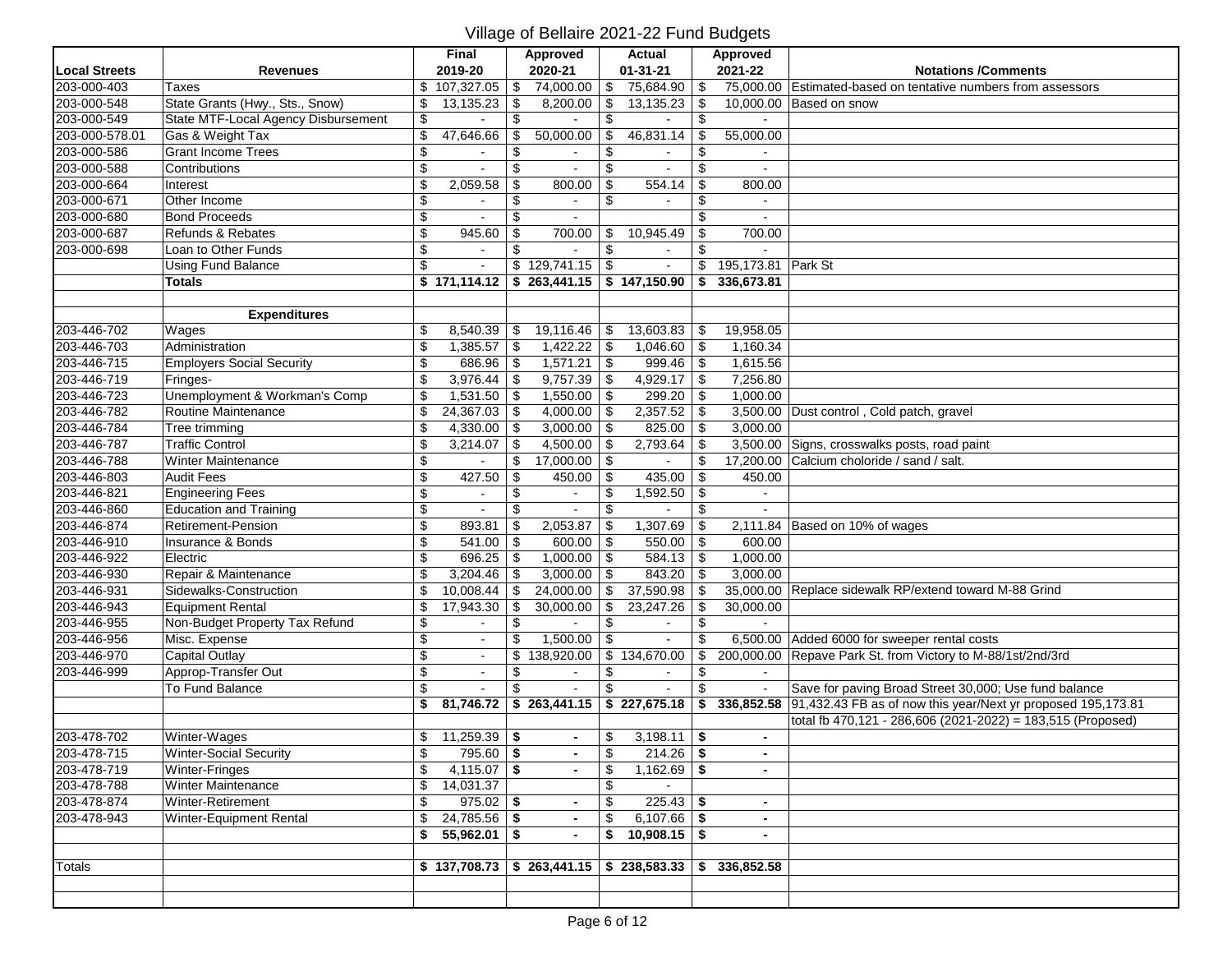# Village of Bellaire 2021-22 Fund Budgets

| Local Streets | Revenues | Final 2019-20 | Approved 2020-21 | Actual 01-31-21 | Approved 2021-22 | Notations /Comments |
|---|---|---|---|---|---|---|
| 203-000-403 | Taxes | $ 107,327.05 | $ 74,000.00 | $ 75,684.90 | $ 75,000.00 | Estimated-based on tentative numbers from assessors |
| 203-000-548 | State Grants (Hwy., Sts., Snow) | $ 13,135.23 | $ 8,200.00 | $ 13,135.23 | $ 10,000.00 | Based on snow |
| 203-000-549 | State MTF-Local Agency Disbursement | $ - | $ - | $ - | $ - | |
| 203-000-578.01 | Gas & Weight Tax | $ 47,646.66 | $ 50,000.00 | $ 46,831.14 | $ 55,000.00 | |
| 203-000-586 | Grant Income Trees | $ - | $ - | $ - | $ - | |
| 203-000-588 | Contributions | $ - | $ - | $ - | $ - | |
| 203-000-664 | Interest | $ 2,059.58 | $ 800.00 | $ 554.14 | $ 800.00 | |
| 203-000-671 | Other Income | $ - | $ - | $ - | $ - | |
| 203-000-680 | Bond Proceeds | $ - | $ - | | $ - | |
| 203-000-687 | Refunds & Rebates | $ 945.60 | $ 700.00 | $ 10,945.49 | $ 700.00 | |
| 203-000-698 | Loan to Other Funds | $ - | $ - | $ - | $ - | |
| | Using Fund Balance | $ - | $ 129,741.15 | $ - | $ 195,173.81 | Park St |
| | **Totals** | **$ 171,114.12** | **$ 263,441.15** | **$ 147,150.90** | **$ 336,673.81** | |
| | | | | | | |
| | **Expenditures** | | | | | |
| 203-446-702 | Wages | $ 8,540.39 | $ 19,116.46 | $ 13,603.83 | $ 19,958.05 | |
| 203-446-703 | Administration | $ 1,385.57 | $ 1,422.22 | $ 1,046.60 | $ 1,160.34 | |
| 203-446-715 | Employers Social Security | $ 686.96 | $ 1,571.21 | $ 999.46 | $ 1,615.56 | |
| 203-446-719 | Fringes- | $ 3,976.44 | $ 9,757.39 | $ 4,929.17 | $ 7,256.80 | |
| 203-446-723 | Unemployment & Workman's Comp | $ 1,531.50 | $ 1,550.00 | $ 299.20 | $ 1,000.00 | |
| 203-446-782 | Routine Maintenance | $ 24,367.03 | $ 4,000.00 | $ 2,357.52 | $ 3,500.00 | Dust control , Cold patch, gravel |
| 203-446-784 | Tree trimming | $ 4,330.00 | $ 3,000.00 | $ 825.00 | $ 3,000.00 | |
| 203-446-787 | Traffic Control | $ 3,214.07 | $ 4,500.00 | $ 2,793.64 | $ 3,500.00 | Signs, crosswalks posts, road paint |
| 203-446-788 | Winter Maintenance | $ - | $ 17,000.00 | $ - | $ 17,200.00 | Calcium choloride / sand / salt. |
| 203-446-803 | Audit Fees | $ 427.50 | $ 450.00 | $ 435.00 | $ 450.00 | |
| 203-446-821 | Engineering Fees | $ - | $ - | $ 1,592.50 | $ - | |
| 203-446-860 | Education and Training | $ - | $ - | $ - | $ - | |
| 203-446-874 | Retirement-Pension | $ 893.81 | $ 2,053.87 | $ 1,307.69 | $ 2,111.84 | Based on 10% of wages |
| 203-446-910 | Insurance & Bonds | $ 541.00 | $ 600.00 | $ 550.00 | $ 600.00 | |
| 203-446-922 | Electric | $ 696.25 | $ 1,000.00 | $ 584.13 | $ 1,000.00 | |
| 203-446-930 | Repair & Maintenance | $ 3,204.46 | $ 3,000.00 | $ 843.20 | $ 3,000.00 | |
| 203-446-931 | Sidewalks-Construction | $ 10,008.44 | $ 24,000.00 | $ 37,590.98 | $ 35,000.00 | Replace sidewalk RP/extend toward M-88 Grind |
| 203-446-943 | Equipment Rental | $ 17,943.30 | $ 30,000.00 | $ 23,247.26 | $ 30,000.00 | |
| 203-446-955 | Non-Budget Property Tax Refund | $ - | $ - | $ - | $ - | |
| 203-446-956 | Misc. Expense | $ - | $ 1,500.00 | $ - | $ 6,500.00 | Added 6000 for sweeper rental costs |
| 203-446-970 | Capital Outlay | $ - | $ 138,920.00 | $ 134,670.00 | $ 200,000.00 | Repave Park St. from Victory to M-88/1st/2nd/3rd |
| 203-446-999 | Approp-Transfer Out | $ - | $ - | $ - | $ - | |
| | To Fund Balance | $ - | $ - | $ - | $ - | Save for paving Broad Street 30,000; Use fund balance |
| | | **$ 81,746.72** | **$ 263,441.15** | **$ 227,675.18** | **$ 336,852.58** | 91,432.43 FB as of now this year/Next yr proposed 195,173.81 |
| | | | | | | total fb 470,121 - 286,606 (2021-2022) = 183,515 (Proposed) |
| 203-478-702 | Winter-Wages | $ 11,259.39 | **$ -** | $ 3,198.11 | **$ -** | |
| 203-478-715 | Winter-Social Security | $ 795.60 | **$ -** | $ 214.26 | **$ -** | |
| 203-478-719 | Winter-Fringes | $ 4,115.07 | **$ -** | $ 1,162.69 | **$ -** | |
| 203-478-788 | Winter Maintenance | $ 14,031.37 | | $ - | | |
| 203-478-874 | Winter-Retirement | $ 975.02 | **$ -** | $ 225.43 | **$ -** | |
| 203-478-943 | Winter-Equipment Rental | $ 24,785.56 | **$ -** | $ 6,107.66 | **$ -** | |
| | | **$ 55,962.01** | **$ -** | **$ 10,908.15** | **$ -** | |
| | | | | | | |
| Totals | | **$ 137,708.73** | **$ 263,441.15** | **$ 238,583.33** | **$ 336,852.58** | |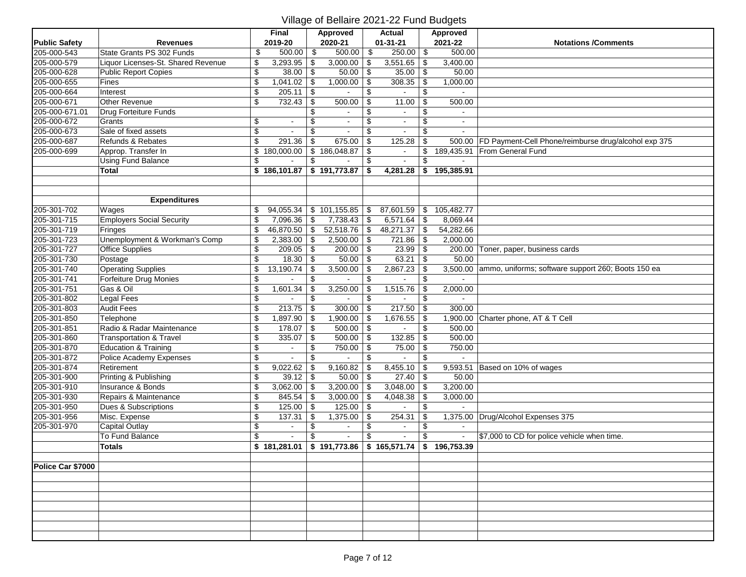# Village of Bellaire 2021-22 Fund Budgets

| Public Safety | Revenues | Final 2019-20 | Approved 2020-21 | Actual 01-31-21 | Approved 2021-22 | Notations /Comments |
|---|---|---|---|---|---|---|
| 205-000-543 | State Grants PS 302 Funds | $ 500.00 | $ 500.00 | $ 250.00 | $ 500.00 | |
| 205-000-579 | Liquor Licenses-St. Shared Revenue | $ 3,293.95 | $ 3,000.00 | $ 3,551.65 | $ 3,400.00 | |
| 205-000-628 | Public Report Copies | $ 38.00 | $ 50.00 | $ 35.00 | $ 50.00 | |
| 205-000-655 | Fines | $ 1,041.02 | $ 1,000.00 | $ 308.35 | $ 1,000.00 | |
| 205-000-664 | Interest | $ 205.11 | $ - | $ - | $ - | |
| 205-000-671 | Other Revenue | $ 732.43 | $ 500.00 | $ 11.00 | $ 500.00 | |
| 205-000-671.01 | Drug Forteiture Funds | | $ - | $ - | $ - | |
| 205-000-672 | Grants | $ - | $ - | $ - | $ - | |
| 205-000-673 | Sale of fixed assets | $ - | $ - | $ - | $ - | |
| 205-000-687 | Refunds & Rebates | $ 291.36 | $ 675.00 | $ 125.28 | $ 500.00 | FD Payment-Cell Phone/reimburse drug/alcohol exp 375 |
| 205-000-699 | Approp. Transfer In | $ 180,000.00 | $ 186,048.87 | $ - | $ 189,435.91 | From General Fund |
| | Using Fund Balance | $ - | $ - | $ - | $ - | |
| | **Total** | **$ 186,101.87** | **$ 191,773.87** | **$ 4,281.28** | **$ 195,385.91** | |
| | | | | | | |
| | | | | | | |
| | **Expenditures** | | | | | |
| 205-301-702 | Wages | $ 94,055.34 | $ 101,155.85 | $ 87,601.59 | $ 105,482.77 | |
| 205-301-715 | Employers Social Security | $ 7,096.36 | $ 7,738.43 | $ 6,571.64 | $ 8,069.44 | |
| 205-301-719 | Fringes | $ 46,870.50 | $ 52,518.76 | $ 48,271.37 | $ 54,282.66 | |
| 205-301-723 | Unemployment & Workman's Comp | $ 2,383.00 | $ 2,500.00 | $ 721.86 | $ 2,000.00 | |
| 205-301-727 | Office Supplies | $ 209.05 | $ 200.00 | $ 23.99 | $ 200.00 | Toner, paper, business cards |
| 205-301-730 | Postage | $ 18.30 | $ 50.00 | $ 63.21 | $ 50.00 | |
| 205-301-740 | Operating Supplies | $ 13,190.74 | $ 3,500.00 | $ 2,867.23 | $ 3,500.00 | ammo, uniforms; software support 260; Boots 150 ea |
| 205-301-741 | Forfeiture Drug Monies | $ - | $ - | $ - | $ - | |
| 205-301-751 | Gas & Oil | $ 1,601.34 | $ 3,250.00 | $ 1,515.76 | $ 2,000.00 | |
| 205-301-802 | Legal Fees | $ - | $ - | $ - | $ - | |
| 205-301-803 | Audit Fees | $ 213.75 | $ 300.00 | $ 217.50 | $ 300.00 | |
| 205-301-850 | Telephone | $ 1,897.90 | $ 1,900.00 | $ 1,676.55 | $ 1,900.00 | Charter phone, AT & T Cell |
| 205-301-851 | Radio & Radar Maintenance | $ 178.07 | $ 500.00 | $ - | $ 500.00 | |
| 205-301-860 | Transportation & Travel | $ 335.07 | $ 500.00 | $ 132.85 | $ 500.00 | |
| 205-301-870 | Education & Training | $ - | $ 750.00 | $ 75.00 | $ 750.00 | |
| 205-301-872 | Police Academy Expenses | $ - | $ - | $ - | $ - | |
| 205-301-874 | Retirement | $ 9,022.62 | $ 9,160.82 | $ 8,455.10 | $ 9,593.51 | Based on 10% of wages |
| 205-301-900 | Printing & Publishing | $ 39.12 | $ 50.00 | $ 27.40 | $ 50.00 | |
| 205-301-910 | Insurance & Bonds | $ 3,062.00 | $ 3,200.00 | $ 3,048.00 | $ 3,200.00 | |
| 205-301-930 | Repairs & Maintenance | $ 845.54 | $ 3,000.00 | $ 4,048.38 | $ 3,000.00 | |
| 205-301-950 | Dues & Subscriptions | $ 125.00 | $ 125.00 | $ - | $ - | |
| 205-301-956 | Misc. Expense | $ 137.31 | $ 1,375.00 | $ 254.31 | $ 1,375.00 | Drug/Alcohol Expenses 375 |
| 205-301-970 | Capital Outlay | $ - | $ - | $ - | $ - | |
| | To Fund Balance | $ - | $ - | $ - | $ - | $7,000 to CD for police vehicle when time. |
| | **Totals** | **$ 181,281.01** | **$ 191,773.86** | **$ 165,571.74** | **$ 196,753.39** | |
| | | | | | | |
| **Police Car $7000** | | | | | | |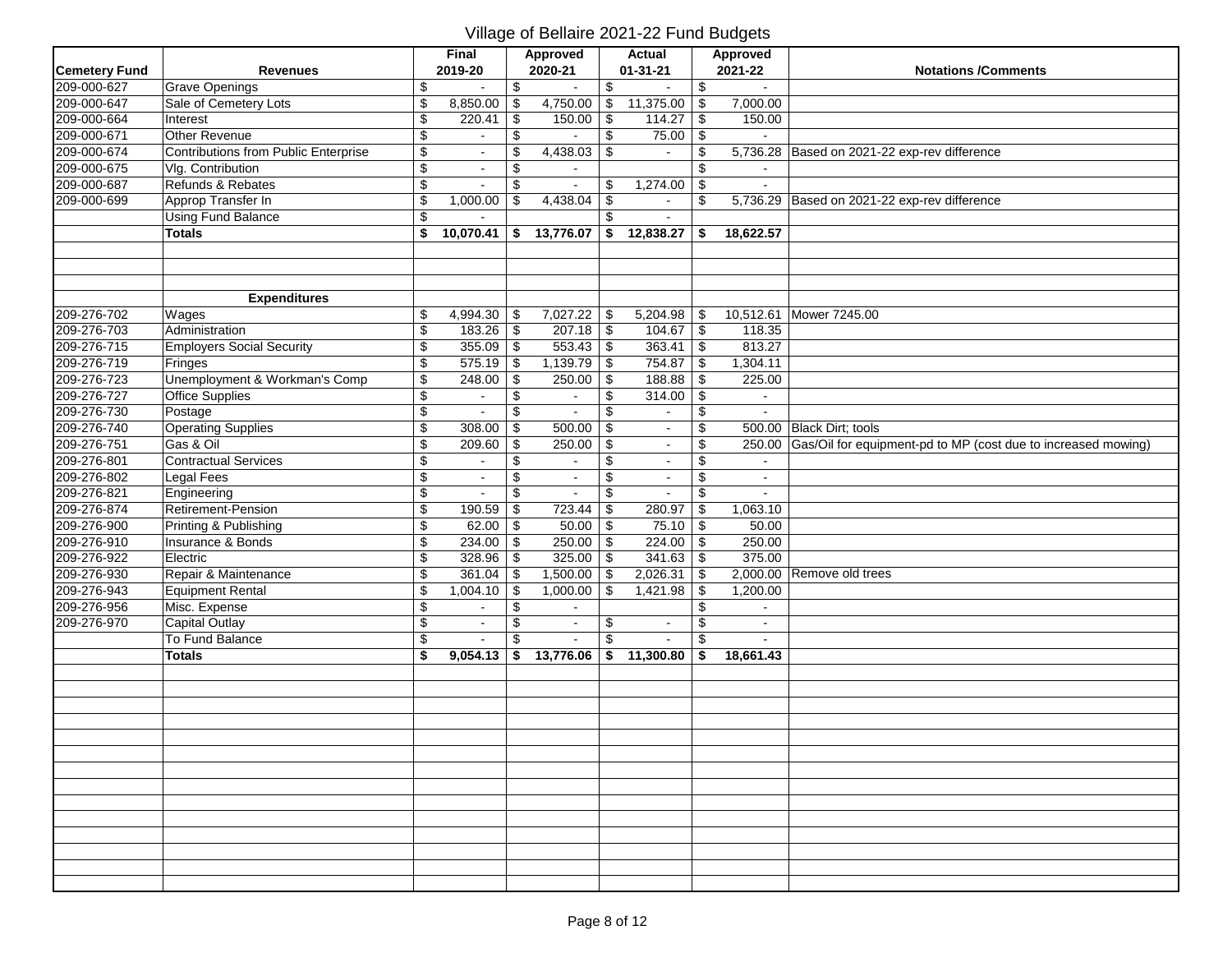# Village of Bellaire 2021-22 Fund Budgets

| Cemetery Fund | Revenues | Final 2019-20 | Approved 2020-21 | Actual 01-31-21 | Approved 2021-22 | Notations /Comments |
|---|---|---|---|---|---|---|
| 209-000-627 | Grave Openings | $ - | $ - | $ - | $ - | |
| 209-000-647 | Sale of Cemetery Lots | $ 8,850.00 | $ 4,750.00 | $ 11,375.00 | $ 7,000.00 | |
| 209-000-664 | Interest | $ 220.41 | $ 150.00 | $ 114.27 | $ 150.00 | |
| 209-000-671 | Other Revenue | $ - | $ - | $ 75.00 | $ - | |
| 209-000-674 | Contributions from Public Enterprise | $ - | $ 4,438.03 | $ - | $ 5,736.28 | Based on 2021-22 exp-rev difference |
| 209-000-675 | Vlg. Contribution | $ - | $ - | | $ - | |
| 209-000-687 | Refunds & Rebates | $ - | $ - | $ 1,274.00 | $ - | |
| 209-000-699 | Approp Transfer In | $ 1,000.00 | $ 4,438.04 | $ - | $ 5,736.29 | Based on 2021-22 exp-rev difference |
| | Using Fund Balance | $ - | | $ - | | |
| | **Totals** | **$ 10,070.41** | **$ 13,776.07** | **$ 12,838.27** | **$ 18,622.57** | |
| | | | | | | |
| | **Expenditures** | | | | | |
| 209-276-702 | Wages | $ 4,994.30 | $ 7,027.22 | $ 5,204.98 | $ 10,512.61 | Mower 7245.00 |
| 209-276-703 | Administration | $ 183.26 | $ 207.18 | $ 104.67 | $ 118.35 | |
| 209-276-715 | Employers Social Security | $ 355.09 | $ 553.43 | $ 363.41 | $ 813.27 | |
| 209-276-719 | Fringes | $ 575.19 | $ 1,139.79 | $ 754.87 | $ 1,304.11 | |
| 209-276-723 | Unemployment & Workman's Comp | $ 248.00 | $ 250.00 | $ 188.88 | $ 225.00 | |
| 209-276-727 | Office Supplies | $ - | $ - | $ 314.00 | $ - | |
| 209-276-730 | Postage | $ - | $ - | $ - | $ - | |
| 209-276-740 | Operating Supplies | $ 308.00 | $ 500.00 | $ - | $ 500.00 | Black Dirt; tools |
| 209-276-751 | Gas & Oil | $ 209.60 | $ 250.00 | $ - | $ 250.00 | Gas/Oil for equipment-pd to MP (cost due to increased mowing) |
| 209-276-801 | Contractual Services | $ - | $ - | $ - | $ - | |
| 209-276-802 | Legal Fees | $ - | $ - | $ - | $ - | |
| 209-276-821 | Engineering | $ - | $ - | $ - | $ - | |
| 209-276-874 | Retirement-Pension | $ 190.59 | $ 723.44 | $ 280.97 | $ 1,063.10 | |
| 209-276-900 | Printing & Publishing | $ 62.00 | $ 50.00 | $ 75.10 | $ 50.00 | |
| 209-276-910 | Insurance & Bonds | $ 234.00 | $ 250.00 | $ 224.00 | $ 250.00 | |
| 209-276-922 | Electric | $ 328.96 | $ 325.00 | $ 341.63 | $ 375.00 | |
| 209-276-930 | Repair & Maintenance | $ 361.04 | $ 1,500.00 | $ 2,026.31 | $ 2,000.00 | Remove old trees |
| 209-276-943 | Equipment Rental | $ 1,004.10 | $ 1,000.00 | $ 1,421.98 | $ 1,200.00 | |
| 209-276-956 | Misc. Expense | $ - | $ - | | $ - | |
| 209-276-970 | Capital Outlay | $ - | $ - | $ - | $ - | |
| | To Fund Balance | $ - | $ - | $ - | $ - | |
| | **Totals** | **$ 9,054.13** | **$ 13,776.06** | **$ 11,300.80** | **$ 18,661.43** | |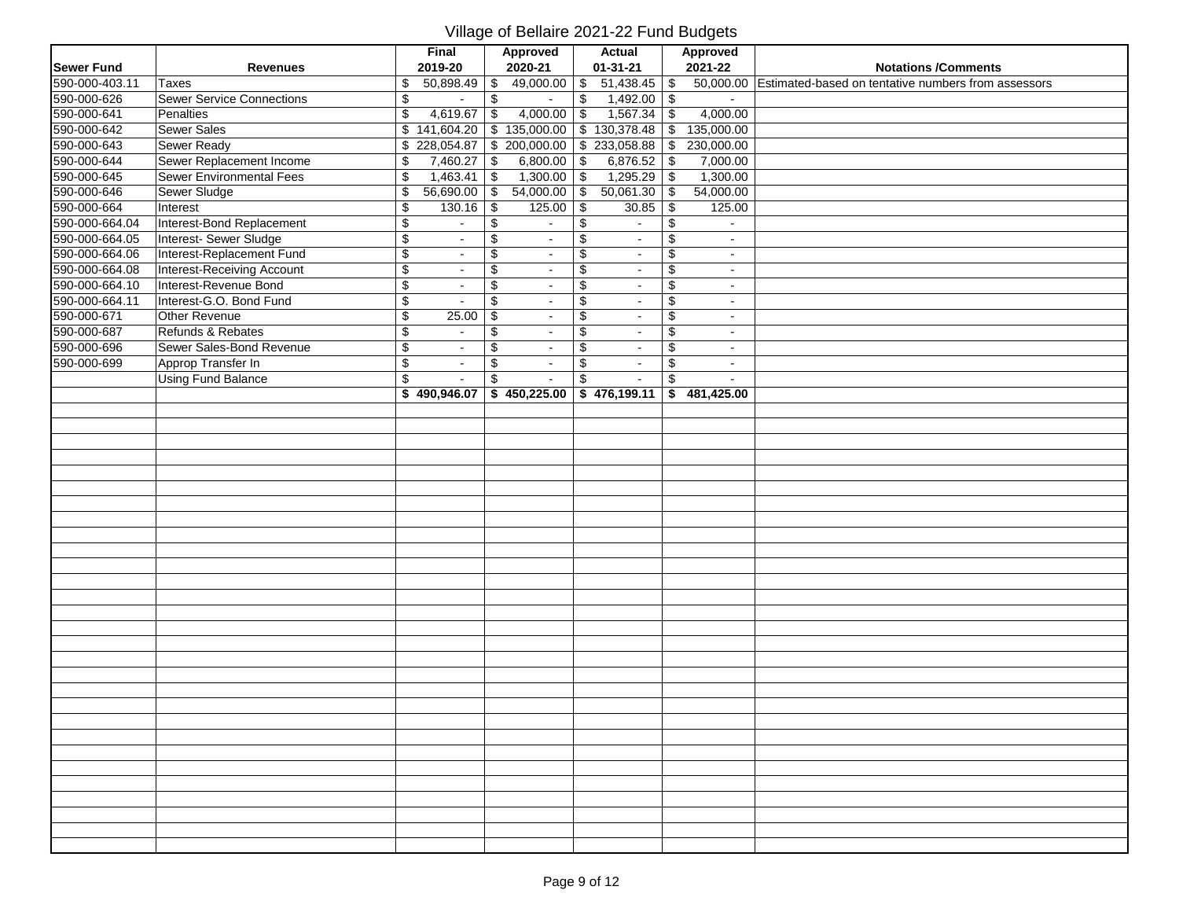# Village of Bellaire 2021-22 Fund Budgets

| Sewer Fund | Revenues | Final 2019-20 | Approved 2020-21 | Actual 01-31-21 | Approved 2021-22 | Notations /Comments |
|---|---|---|---|---|---|---|
| 590-000-403.11 | Taxes | $ 50,898.49 | $ 49,000.00 | $ 51,438.45 | $ 50,000.00 | Estimated-based on tentative numbers from assessors |
| 590-000-626 | Sewer Service Connections | $ - | $ - | $ 1,492.00 | $ - | |
| 590-000-641 | Penalties | $ 4,619.67 | $ 4,000.00 | $ 1,567.34 | $ 4,000.00 | |
| 590-000-642 | Sewer Sales | $ 141,604.20 | $ 135,000.00 | $ 130,378.48 | $ 135,000.00 | |
| 590-000-643 | Sewer Ready | $ 228,054.87 | $ 200,000.00 | $ 233,058.88 | $ 230,000.00 | |
| 590-000-644 | Sewer Replacement Income | $ 7,460.27 | $ 6,800.00 | $ 6,876.52 | $ 7,000.00 | |
| 590-000-645 | Sewer Environmental Fees | $ 1,463.41 | $ 1,300.00 | $ 1,295.29 | $ 1,300.00 | |
| 590-000-646 | Sewer Sludge | $ 56,690.00 | $ 54,000.00 | $ 50,061.30 | $ 54,000.00 | |
| 590-000-664 | Interest | $ 130.16 | $ 125.00 | $ 30.85 | $ 125.00 | |
| 590-000-664.04 | Interest-Bond Replacement | $ - | $ - | $ - | $ - | |
| 590-000-664.05 | Interest- Sewer Sludge | $ - | $ - | $ - | $ - | |
| 590-000-664.06 | Interest-Replacement Fund | $ - | $ - | $ - | $ - | |
| 590-000-664.08 | Interest-Receiving Account | $ - | $ - | $ - | $ - | |
| 590-000-664.10 | Interest-Revenue Bond | $ - | $ - | $ - | $ - | |
| 590-000-664.11 | Interest-G.O. Bond Fund | $ - | $ - | $ - | $ - | |
| 590-000-671 | Other Revenue | $ 25.00 | $ - | $ - | $ - | |
| 590-000-687 | Refunds & Rebates | $ - | $ - | $ - | $ - | |
| 590-000-696 | Sewer Sales-Bond Revenue | $ - | $ - | $ - | $ - | |
| 590-000-699 | Approp Transfer In | $ - | $ - | $ - | $ - | |
| | Using Fund Balance | $ - | $ - | $ - | $ - | |
| | | **$ 490,946.07** | **$ 450,225.00** | **$ 476,199.11** | **$ 481,425.00** | |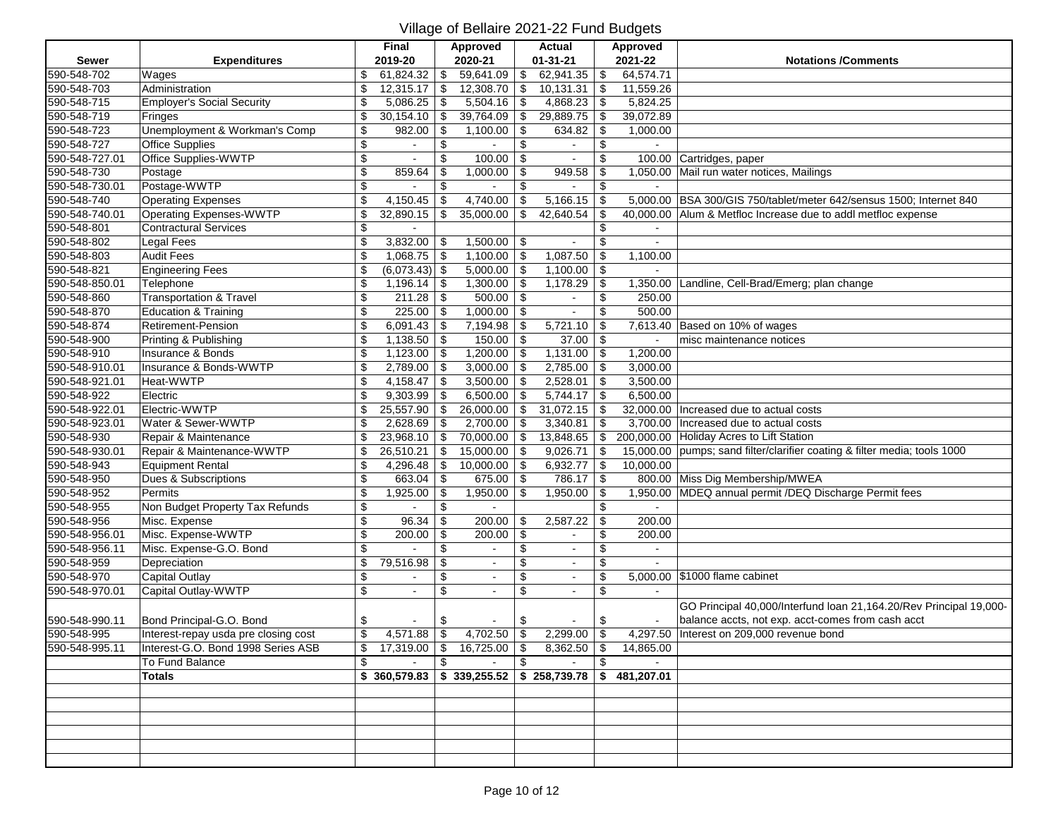# Village of Bellaire 2021-22 Fund Budgets

| Sewer | Expenditures | Final 2019-20 | Approved 2020-21 | Actual 01-31-21 | Approved 2021-22 | Notations /Comments |
|---|---|---|---|---|---|---|
| 590-548-702 | Wages | $ 61,824.32 | $ 59,641.09 | $ 62,941.35 | $ 64,574.71 | |
| 590-548-703 | Administration | $ 12,315.17 | $ 12,308.70 | $ 10,131.31 | $ 11,559.26 | |
| 590-548-715 | Employer's Social Security | $ 5,086.25 | $ 5,504.16 | $ 4,868.23 | $ 5,824.25 | |
| 590-548-719 | Fringes | $ 30,154.10 | $ 39,764.09 | $ 29,889.75 | $ 39,072.89 | |
| 590-548-723 | Unemployment & Workman's Comp | $ 982.00 | $ 1,100.00 | $ 634.82 | $ 1,000.00 | |
| 590-548-727 | Office Supplies | $ - | $ - | $ - | $ - | |
| 590-548-727.01 | Office Supplies-WWTP | $ - | $ 100.00 | $ - | $ 100.00 | Cartridges, paper |
| 590-548-730 | Postage | $ 859.64 | $ 1,000.00 | $ 949.58 | $ 1,050.00 | Mail run water notices, Mailings |
| 590-548-730.01 | Postage-WWTP | $ - | $ - | $ - | $ - | |
| 590-548-740 | Operating Expenses | $ 4,150.45 | $ 4,740.00 | $ 5,166.15 | $ 5,000.00 | BSA 300/GIS 750/tablet/meter 642/sensus 1500; Internet 840 |
| 590-548-740.01 | Operating Expenses-WWTP | $ 32,890.15 | $ 35,000.00 | $ 42,640.54 | $ 40,000.00 | Alum & Metfloc Increase due to addl metfloc expense |
| 590-548-801 | Contractural Services | $ - | | | $ - | |
| 590-548-802 | Legal Fees | $ 3,832.00 | $ 1,500.00 | $ - | $ - | |
| 590-548-803 | Audit Fees | $ 1,068.75 | $ 1,100.00 | $ 1,087.50 | $ 1,100.00 | |
| 590-548-821 | Engineering Fees | $ (6,073.43) | $ 5,000.00 | $ 1,100.00 | $ - | |
| 590-548-850.01 | Telephone | $ 1,196.14 | $ 1,300.00 | $ 1,178.29 | $ 1,350.00 | Landline, Cell-Brad/Emerg; plan change |
| 590-548-860 | Transportation & Travel | $ 211.28 | $ 500.00 | $ - | $ 250.00 | |
| 590-548-870 | Education & Training | $ 225.00 | $ 1,000.00 | $ - | $ 500.00 | |
| 590-548-874 | Retirement-Pension | $ 6,091.43 | $ 7,194.98 | $ 5,721.10 | $ 7,613.40 | Based on 10% of wages |
| 590-548-900 | Printing & Publishing | $ 1,138.50 | $ 150.00 | $ 37.00 | $ - | misc maintenance notices |
| 590-548-910 | Insurance & Bonds | $ 1,123.00 | $ 1,200.00 | $ 1,131.00 | $ 1,200.00 | |
| 590-548-910.01 | Insurance & Bonds-WWTP | $ 2,789.00 | $ 3,000.00 | $ 2,785.00 | $ 3,000.00 | |
| 590-548-921.01 | Heat-WWTP | $ 4,158.47 | $ 3,500.00 | $ 2,528.01 | $ 3,500.00 | |
| 590-548-922 | Electric | $ 9,303.99 | $ 6,500.00 | $ 5,744.17 | $ 6,500.00 | |
| 590-548-922.01 | Electric-WWTP | $ 25,557.90 | $ 26,000.00 | $ 31,072.15 | $ 32,000.00 | Increased due to actual costs |
| 590-548-923.01 | Water & Sewer-WWTP | $ 2,628.69 | $ 2,700.00 | $ 3,340.81 | $ 3,700.00 | Increased due to actual costs |
| 590-548-930 | Repair & Maintenance | $ 23,968.10 | $ 70,000.00 | $ 13,848.65 | $ 200,000.00 | Holiday Acres to Lift Station |
| 590-548-930.01 | Repair & Maintenance-WWTP | $ 26,510.21 | $ 15,000.00 | $ 9,026.71 | $ 15,000.00 | pumps; sand filter/clarifier coating & filter media; tools 1000 |
| 590-548-943 | Equipment Rental | $ 4,296.48 | $ 10,000.00 | $ 6,932.77 | $ 10,000.00 | |
| 590-548-950 | Dues & Subscriptions | $ 663.04 | $ 675.00 | $ 786.17 | $ 800.00 | Miss Dig Membership/MWEA |
| 590-548-952 | Permits | $ 1,925.00 | $ 1,950.00 | $ 1,950.00 | $ 1,950.00 | MDEQ annual permit /DEQ Discharge Permit fees |
| 590-548-955 | Non Budget Property Tax Refunds | $ - | $ - | | $ - | |
| 590-548-956 | Misc. Expense | $ 96.34 | $ 200.00 | $ 2,587.22 | $ 200.00 | |
| 590-548-956.01 | Misc. Expense-WWTP | $ 200.00 | $ 200.00 | $ - | $ 200.00 | |
| 590-548-956.11 | Misc. Expense-G.O. Bond | $ - | $ - | $ - | $ - | |
| 590-548-959 | Depreciation | $ 79,516.98 | $ - | $ - | $ - | |
| 590-548-970 | Capital Outlay | $ - | $ - | $ - | $ 5,000.00 | $1000 flame cabinet |
| 590-548-970.01 | Capital Outlay-WWTP | $ - | $ - | $ - | $ - | |
| 590-548-990.11 | Bond Principal-G.O. Bond | $ - | $ - | $ - | $ - | GO Principal 40,000/Interfund loan 21,164.20/Rev Principal 19,000- balance accts, not exp. acct-comes from cash acct |
| 590-548-995 | Interest-repay usda pre closing cost | $ 4,571.88 | $ 4,702.50 | $ 2,299.00 | $ 4,297.50 | Interest on 209,000 revenue bond |
| 590-548-995.11 | Interest-G.O. Bond 1998 Series ASB | $ 17,319.00 | $ 16,725.00 | $ 8,362.50 | $ 14,865.00 | |
| | To Fund Balance | $ - | $ - | $ - | $ - | |
| | **Totals** | **$ 360,579.83** | **$ 339,255.52** | **$ 258,739.78** | **$ 481,207.01** | |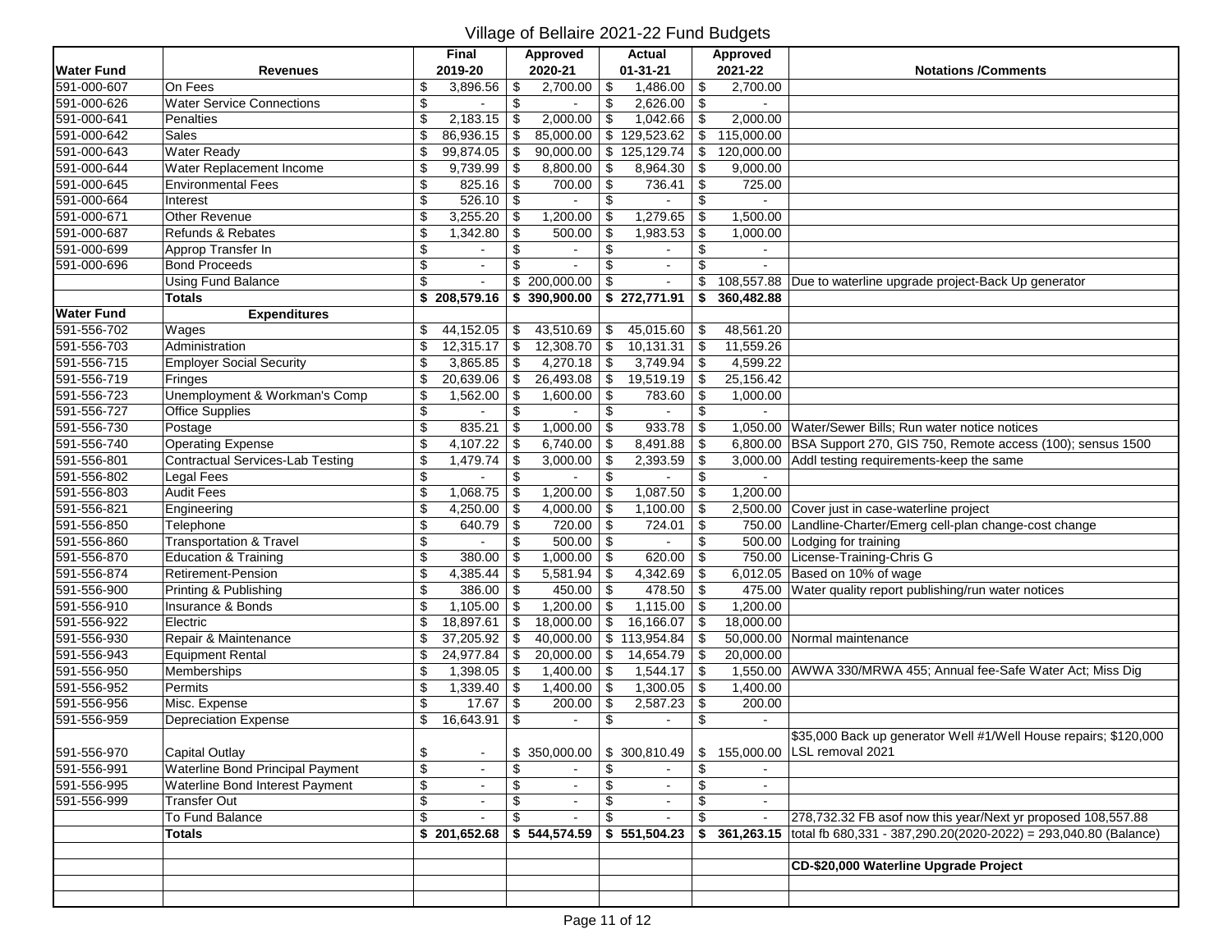# Village of Bellaire 2021-22 Fund Budgets

| Water Fund | Revenues | Final 2019-20 | Approved 2020-21 | Actual 01-31-21 | Approved 2021-22 | Notations /Comments |
|---|---|---|---|---|---|---|
| 591-000-607 | On Fees | $ 3,896.56 | $ 2,700.00 | $ 1,486.00 | $ 2,700.00 | |
| 591-000-626 | Water Service Connections | $ - | $ - | $ 2,626.00 | $ - | |
| 591-000-641 | Penalties | $ 2,183.15 | $ 2,000.00 | $ 1,042.66 | $ 2,000.00 | |
| 591-000-642 | Sales | $ 86,936.15 | $ 85,000.00 | $ 129,523.62 | $ 115,000.00 | |
| 591-000-643 | Water Ready | $ 99,874.05 | $ 90,000.00 | $ 125,129.74 | $ 120,000.00 | |
| 591-000-644 | Water Replacement Income | $ 9,739.99 | $ 8,800.00 | $ 8,964.30 | $ 9,000.00 | |
| 591-000-645 | Environmental Fees | $ 825.16 | $ 700.00 | $ 736.41 | $ 725.00 | |
| 591-000-664 | Interest | $ 526.10 | $ - | $ - | $ - | |
| 591-000-671 | Other Revenue | $ 3,255.20 | $ 1,200.00 | $ 1,279.65 | $ 1,500.00 | |
| 591-000-687 | Refunds & Rebates | $ 1,342.80 | $ 500.00 | $ 1,983.53 | $ 1,000.00 | |
| 591-000-699 | Approp Transfer In | $ - | $ - | $ - | $ - | |
| 591-000-696 | Bond Proceeds | $ - | $ - | $ - | $ - | |
| | Using Fund Balance | $ - | $ 200,000.00 | $ - | $ 108,557.88 | Due to waterline upgrade project-Back Up generator |
| | **Totals** | **$ 208,579.16** | **$ 390,900.00** | **$ 272,771.91** | **$ 360,482.88** | |
| **Water Fund** | **Expenditures** | | | | | |
| 591-556-702 | Wages | $ 44,152.05 | $ 43,510.69 | $ 45,015.60 | $ 48,561.20 | |
| 591-556-703 | Administration | $ 12,315.17 | $ 12,308.70 | $ 10,131.31 | $ 11,559.26 | |
| 591-556-715 | Employer Social Security | $ 3,865.85 | $ 4,270.18 | $ 3,749.94 | $ 4,599.22 | |
| 591-556-719 | Fringes | $ 20,639.06 | $ 26,493.08 | $ 19,519.19 | $ 25,156.42 | |
| 591-556-723 | Unemployment & Workman's Comp | $ 1,562.00 | $ 1,600.00 | $ 783.60 | $ 1,000.00 | |
| 591-556-727 | Office Supplies | $ - | $ - | $ - | $ - | |
| 591-556-730 | Postage | $ 835.21 | $ 1,000.00 | $ 933.78 | $ 1,050.00 | Water/Sewer Bills; Run water notice notices |
| 591-556-740 | Operating Expense | $ 4,107.22 | $ 6,740.00 | $ 8,491.88 | $ 6,800.00 | BSA Support 270, GIS 750, Remote access (100); sensus 1500 |
| 591-556-801 | Contractual Services-Lab Testing | $ 1,479.74 | $ 3,000.00 | $ 2,393.59 | $ 3,000.00 | Addl testing requirements-keep the same |
| 591-556-802 | Legal Fees | $ - | $ - | $ - | $ - | |
| 591-556-803 | Audit Fees | $ 1,068.75 | $ 1,200.00 | $ 1,087.50 | $ 1,200.00 | |
| 591-556-821 | Engineering | $ 4,250.00 | $ 4,000.00 | $ 1,100.00 | $ 2,500.00 | Cover just in case-waterline project |
| 591-556-850 | Telephone | $ 640.79 | $ 720.00 | $ 724.01 | $ 750.00 | Landline-Charter/Emerg cell-plan change-cost change |
| 591-556-860 | Transportation & Travel | $ - | $ 500.00 | $ - | $ 500.00 | Lodging for training |
| 591-556-870 | Education & Training | $ 380.00 | $ 1,000.00 | $ 620.00 | $ 750.00 | License-Training-Chris G |
| 591-556-874 | Retirement-Pension | $ 4,385.44 | $ 5,581.94 | $ 4,342.69 | $ 6,012.05 | Based on 10% of wage |
| 591-556-900 | Printing & Publishing | $ 386.00 | $ 450.00 | $ 478.50 | $ 475.00 | Water quality report publishing/run water notices |
| 591-556-910 | Insurance & Bonds | $ 1,105.00 | $ 1,200.00 | $ 1,115.00 | $ 1,200.00 | |
| 591-556-922 | Electric | $ 18,897.61 | $ 18,000.00 | $ 16,166.07 | $ 18,000.00 | |
| 591-556-930 | Repair & Maintenance | $ 37,205.92 | $ 40,000.00 | $ 113,954.84 | $ 50,000.00 | Normal maintenance |
| 591-556-943 | Equipment Rental | $ 24,977.84 | $ 20,000.00 | $ 14,654.79 | $ 20,000.00 | |
| 591-556-950 | Memberships | $ 1,398.05 | $ 1,400.00 | $ 1,544.17 | $ 1,550.00 | AWWA 330/MRWA 455; Annual fee-Safe Water Act; Miss Dig |
| 591-556-952 | Permits | $ 1,339.40 | $ 1,400.00 | $ 1,300.05 | $ 1,400.00 | |
| 591-556-956 | Misc. Expense | $ 17.67 | $ 200.00 | $ 2,587.23 | $ 200.00 | |
| 591-556-959 | Depreciation Expense | $ 16,643.91 | $ - | $ - | $ - | |
| 591-556-970 | Capital Outlay | $ - | $ 350,000.00 | $ 300,810.49 | $ 155,000.00 | $35,000 Back up generator Well #1/Well House repairs; $120,000 LSL removal 2021 |
| 591-556-991 | Waterline Bond Principal Payment | $ - | $ - | $ - | $ - | |
| 591-556-995 | Waterline Bond Interest Payment | $ - | $ - | $ - | $ - | |
| 591-556-999 | Transfer Out | $ - | $ - | $ - | $ - | |
| | To Fund Balance | $ - | $ - | $ - | $ - | 278,732.32 FB asof now this year/Next yr proposed 108,557.88 |
| | **Totals** | **$ 201,652.68** | **$ 544,574.59** | **$ 551,504.23** | **$ 361,263.15** | total fb 680,331 - 387,290.20(2020-2022) = 293,040.80 (Balance) |
| | | | | | | **CD-$20,000 Waterline Upgrade Project** |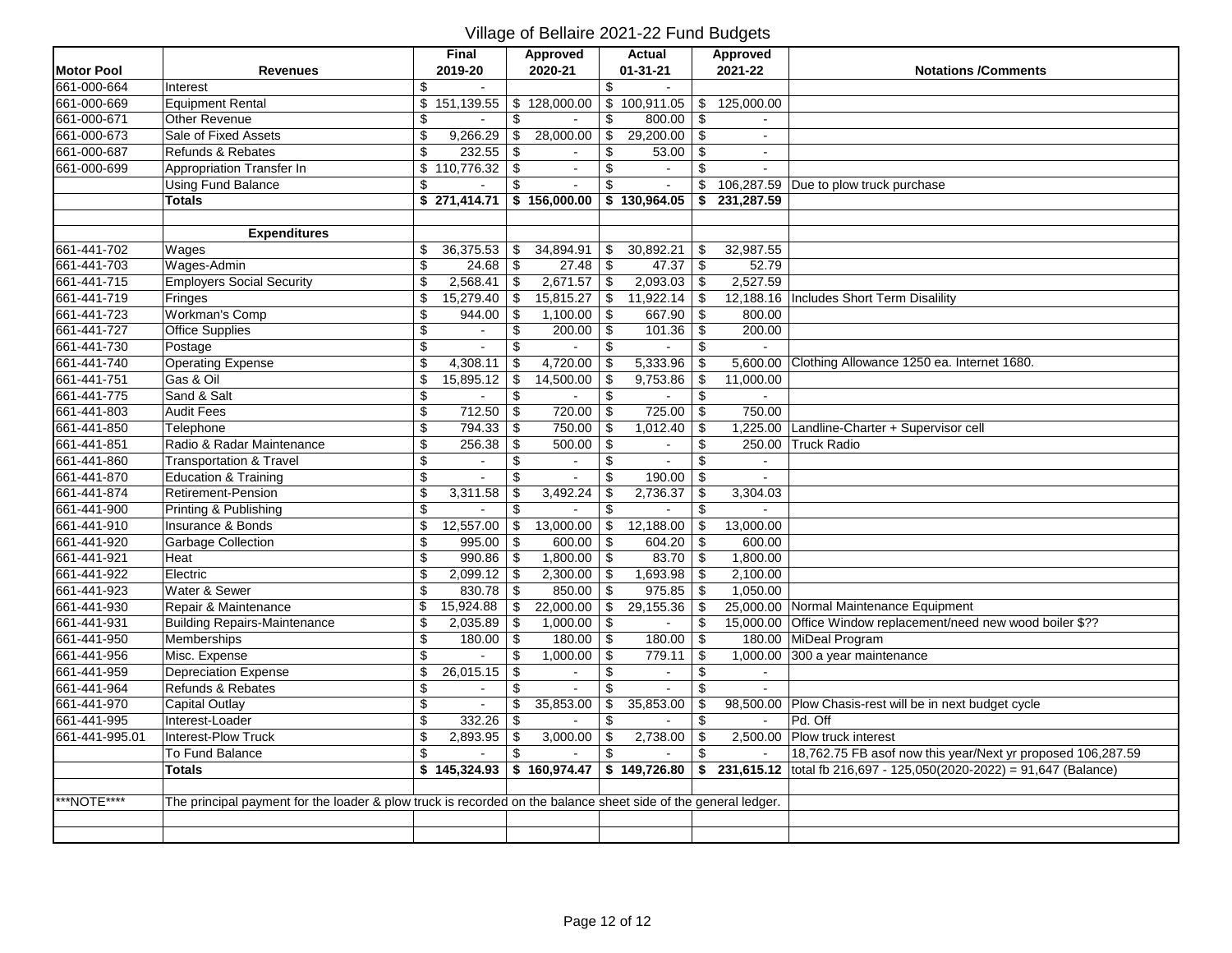# Village of Bellaire 2021-22 Fund Budgets

| Motor Pool | Revenues | Final 2019-20 | Approved 2020-21 | Actual 01-31-21 | Approved 2021-22 | Notations /Comments |
|---|---|---|---|---|---|---|
| 661-000-664 | Interest | $ - | | $ - | | |
| 661-000-669 | Equipment Rental | $ 151,139.55 | $ 128,000.00 | $ 100,911.05 | $ 125,000.00 | |
| 661-000-671 | Other Revenue | $ - | $ - | $ 800.00 | $ - | |
| 661-000-673 | Sale of Fixed Assets | $ 9,266.29 | $ 28,000.00 | $ 29,200.00 | $ - | |
| 661-000-687 | Refunds & Rebates | $ 232.55 | $ - | $ 53.00 | $ - | |
| 661-000-699 | Appropriation Transfer In | $ 110,776.32 | $ - | $ - | $ - | |
| | Using Fund Balance | $ - | $ - | $ - | $ 106,287.59 | Due to plow truck purchase |
| | **Totals** | **$ 271,414.71** | **$ 156,000.00** | **$ 130,964.05** | **$ 231,287.59** | |
| | | | | | | |
| | **Expenditures** | | | | | |
| 661-441-702 | Wages | $ 36,375.53 | $ 34,894.91 | $ 30,892.21 | $ 32,987.55 | |
| 661-441-703 | Wages-Admin | $ 24.68 | $ 27.48 | $ 47.37 | $ 52.79 | |
| 661-441-715 | Employers Social Security | $ 2,568.41 | $ 2,671.57 | $ 2,093.03 | $ 2,527.59 | |
| 661-441-719 | Fringes | $ 15,279.40 | $ 15,815.27 | $ 11,922.14 | $ 12,188.16 | Includes Short Term Disalility |
| 661-441-723 | Workman's Comp | $ 944.00 | $ 1,100.00 | $ 667.90 | $ 800.00 | |
| 661-441-727 | Office Supplies | $ - | $ 200.00 | $ 101.36 | $ 200.00 | |
| 661-441-730 | Postage | $ - | $ - | $ - | $ - | |
| 661-441-740 | Operating Expense | $ 4,308.11 | $ 4,720.00 | $ 5,333.96 | $ 5,600.00 | Clothing Allowance 1250 ea. Internet 1680. |
| 661-441-751 | Gas & Oil | $ 15,895.12 | $ 14,500.00 | $ 9,753.86 | $ 11,000.00 | |
| 661-441-775 | Sand & Salt | $ - | $ - | $ - | $ - | |
| 661-441-803 | Audit Fees | $ 712.50 | $ 720.00 | $ 725.00 | $ 750.00 | |
| 661-441-850 | Telephone | $ 794.33 | $ 750.00 | $ 1,012.40 | $ 1,225.00 | Landline-Charter + Supervisor cell |
| 661-441-851 | Radio & Radar Maintenance | $ 256.38 | $ 500.00 | $ - | $ 250.00 | Truck Radio |
| 661-441-860 | Transportation & Travel | $ - | $ - | $ - | $ - | |
| 661-441-870 | Education & Training | $ - | $ - | $ 190.00 | $ - | |
| 661-441-874 | Retirement-Pension | $ 3,311.58 | $ 3,492.24 | $ 2,736.37 | $ 3,304.03 | |
| 661-441-900 | Printing & Publishing | $ - | $ - | $ - | $ - | |
| 661-441-910 | Insurance & Bonds | $ 12,557.00 | $ 13,000.00 | $ 12,188.00 | $ 13,000.00 | |
| 661-441-920 | Garbage Collection | $ 995.00 | $ 600.00 | $ 604.20 | $ 600.00 | |
| 661-441-921 | Heat | $ 990.86 | $ 1,800.00 | $ 83.70 | $ 1,800.00 | |
| 661-441-922 | Electric | $ 2,099.12 | $ 2,300.00 | $ 1,693.98 | $ 2,100.00 | |
| 661-441-923 | Water & Sewer | $ 830.78 | $ 850.00 | $ 975.85 | $ 1,050.00 | |
| 661-441-930 | Repair & Maintenance | $ 15,924.88 | $ 22,000.00 | $ 29,155.36 | $ 25,000.00 | Normal Maintenance Equipment |
| 661-441-931 | Building Repairs-Maintenance | $ 2,035.89 | $ 1,000.00 | $ - | $ 15,000.00 | Office Window replacement/need new wood boiler $?? |
| 661-441-950 | Memberships | $ 180.00 | $ 180.00 | $ 180.00 | $ 180.00 | MiDeal Program |
| 661-441-956 | Misc. Expense | $ - | $ 1,000.00 | $ 779.11 | $ 1,000.00 | 300 a year maintenance |
| 661-441-959 | Depreciation Expense | $ 26,015.15 | $ - | $ - | $ - | |
| 661-441-964 | Refunds & Rebates | $ - | $ - | $ - | $ - | |
| 661-441-970 | Capital Outlay | $ - | $ 35,853.00 | $ 35,853.00 | $ 98,500.00 | Plow Chasis-rest will be in next budget cycle |
| 661-441-995 | Interest-Loader | $ 332.26 | $ - | $ - | $ - | Pd. Off |
| 661-441-995.01 | Interest-Plow Truck | $ 2,893.95 | $ 3,000.00 | $ 2,738.00 | $ 2,500.00 | Plow truck interest |
| | To Fund Balance | $ - | $ - | $ - | $ - | 18,762.75 FB asof now this year/Next yr proposed 106,287.59 |
| | **Totals** | **$ 145,324.93** | **$ 160,974.47** | **$ 149,726.80** | **$ 231,615.12** | total fb 216,697 - 125,050(2020-2022) = 91,647 (Balance) |
| | | | | | | |
| ***NOTE**** | The principal payment for the loader & plow truck is recorded on the balance sheet side of the general ledger. | | | | | |